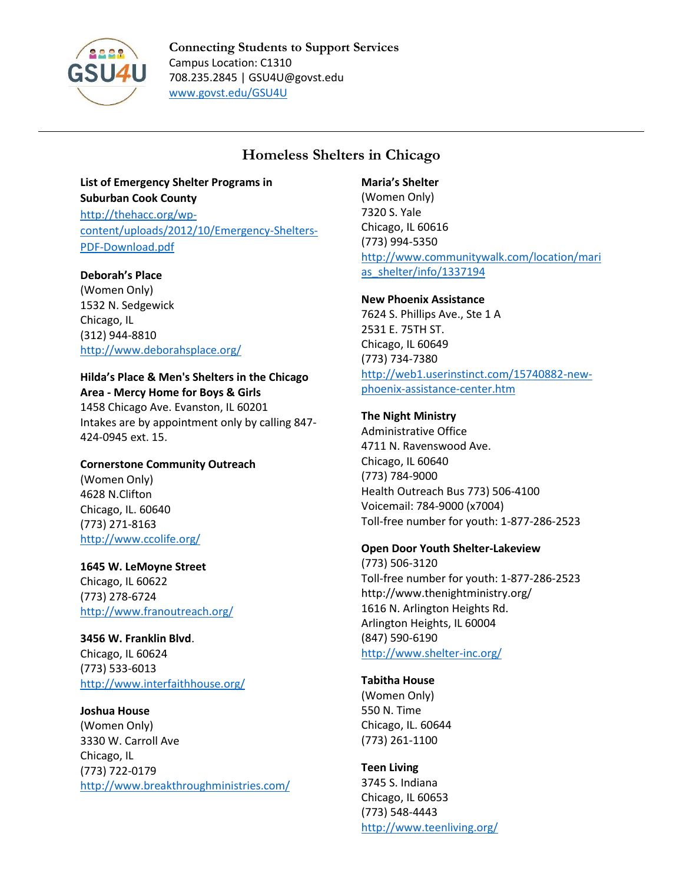**Connecting Students to Support Services**
Campus Location: C1310
708.235.2845 | GSU4U@govst.edu
www.govst.edu/GSU4U

---

# Homeless Shelters in Chicago

**List of Emergency Shelter Programs in Suburban Cook County**
http://thehacc.org/wp-content/uploads/2012/10/Emergency-Shelters-PDF-Download.pdf

**Deborah's Place**
(Women Only)
1532 N. Sedgewick
Chicago, IL
(312) 944-8810
http://www.deborahsplace.org/

**Hilda's Place & Men's Shelters in the Chicago Area - Mercy Home for Boys & Girls**
1458 Chicago Ave. Evanston, IL 60201
Intakes are by appointment only by calling 847-424-0945 ext. 15.

**Cornerstone Community Outreach**
(Women Only)
4628 N.Clifton
Chicago, IL. 60640
(773) 271-8163
http://www.ccolife.org/

**1645 W. LeMoyne Street**
Chicago, IL 60622
(773) 278-6724
http://www.franoutreach.org/

**3456 W. Franklin Blvd**.
Chicago, IL 60624
(773) 533-6013
http://www.interfaithhouse.org/

**Joshua House**
(Women Only)
3330 W. Carroll Ave
Chicago, IL
(773) 722-0179
http://www.breakthroughministries.com/

**Maria's Shelter**
(Women Only)
7320 S. Yale
Chicago, IL 60616
(773) 994-5350
http://www.communitywalk.com/location/marias_shelter/info/1337194

**New Phoenix Assistance**
7624 S. Phillips Ave., Ste 1 A
2531 E. 75TH ST.
Chicago, IL 60649
(773) 734-7380
http://web1.userinstinct.com/15740882-new-phoenix-assistance-center.htm

**The Night Ministry**
Administrative Office
4711 N. Ravenswood Ave.
Chicago, IL 60640
(773) 784-9000
Health Outreach Bus 773) 506-4100
Voicemail: 784-9000 (x7004)
Toll-free number for youth: 1-877-286-2523

**Open Door Youth Shelter-Lakeview**
(773) 506-3120
Toll-free number for youth: 1-877-286-2523
http://www.thenightministry.org/
1616 N. Arlington Heights Rd.
Arlington Heights, IL 60004
(847) 590-6190
http://www.shelter-inc.org/

**Tabitha House**
(Women Only)
550 N. Time
Chicago, IL. 60644
(773) 261-1100

**Teen Living**
3745 S. Indiana
Chicago, IL 60653
(773) 548-4443
http://www.teenliving.org/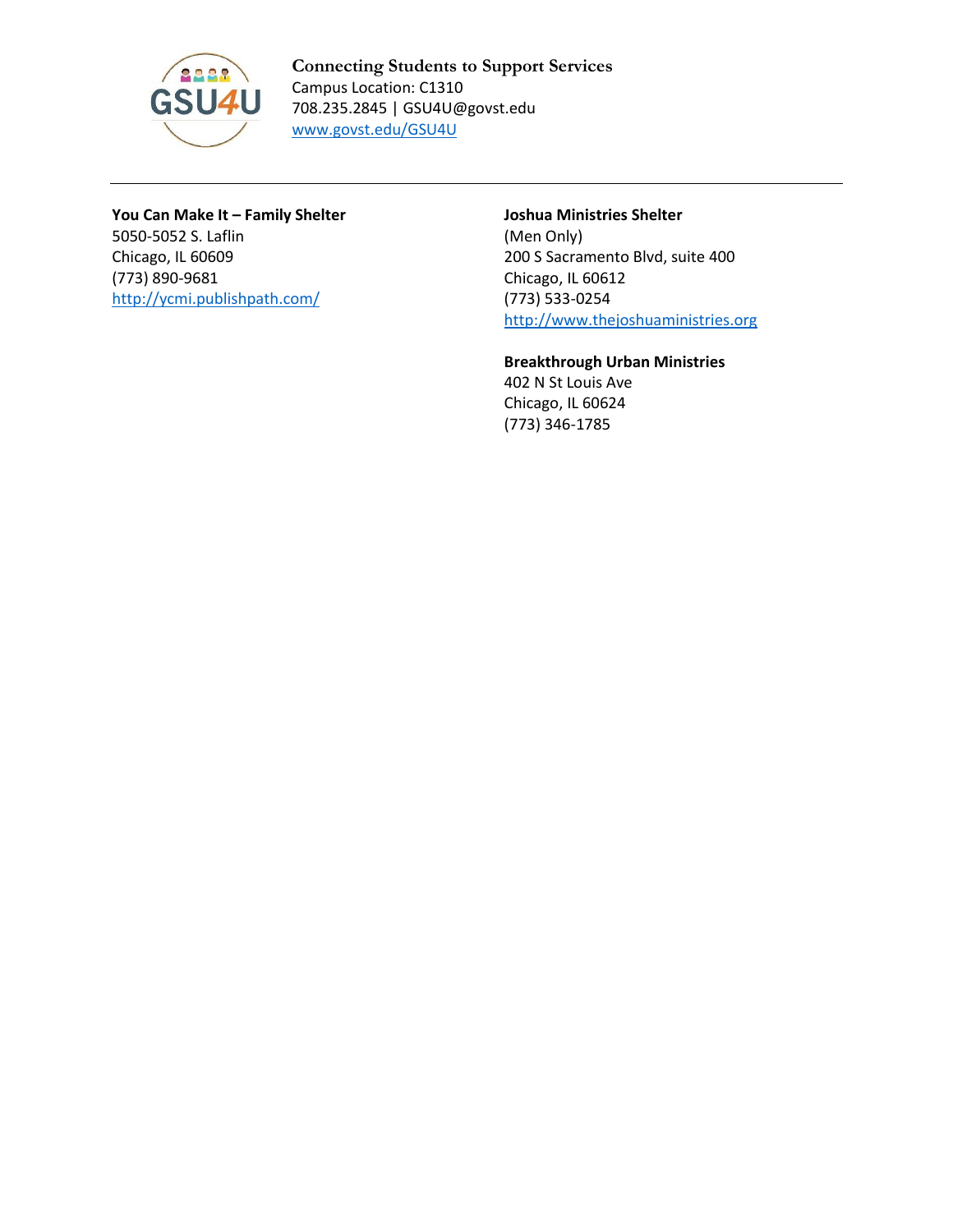**Connecting Students to Support Services**
Campus Location: C1310
708.235.2845 | GSU4U@govst.edu
www.govst.edu/GSU4U

---

**You Can Make It – Family Shelter**
5050-5052 S. Laflin
Chicago, IL 60609
(773) 890-9681
http://ycmi.publishpath.com/

**Joshua Ministries Shelter**
(Men Only)
200 S Sacramento Blvd, suite 400
Chicago, IL 60612
(773) 533-0254
http://www.thejoshuaministries.org

**Breakthrough Urban Ministries**
402 N St Louis Ave
Chicago, IL 60624
(773) 346-1785